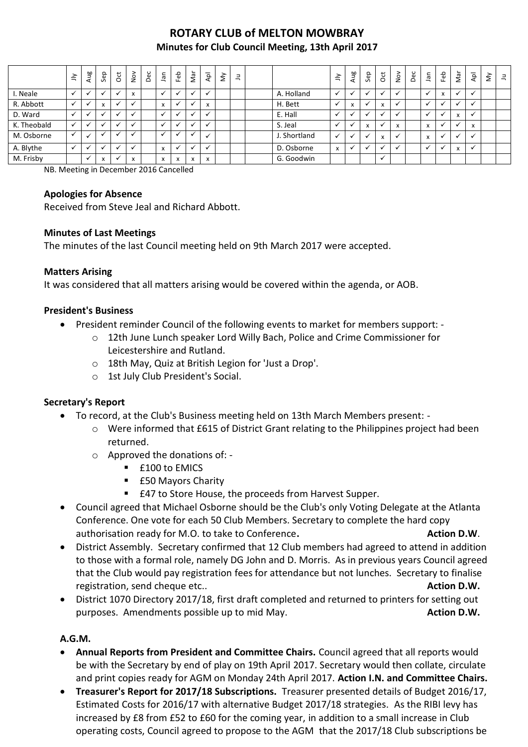# ROTARY CLUB of MELTON MOWBRAY

## Minutes for Club Council Meeting, 13th April 2017

| | Jly | Aug | Sep | Oct | Nov | Dec | Jan | Feb | Mar | Apl | My | Ju | | | Jly | Aug | Sep | Oct | Nov | Dec | Jan | Feb | Mar | Apl | My | Ju |
|---|---|---|---|---|---|---|---|---|---|---|---|---|---|---|---|---|---|---|---|---|---|---|---|---|---|---|
| I. Neale | ✓ | ✓ | ✓ | ✓ | x | | ✓ | ✓ | ✓ | ✓ | | | | A. Holland | ✓ | ✓ | ✓ | ✓ | ✓ | | ✓ | x | ✓ | ✓ | | |
| R. Abbott | ✓ | ✓ | x | ✓ | ✓ | | x | ✓ | ✓ | x | | | | H. Bett | ✓ | x | ✓ | x | ✓ | | ✓ | ✓ | ✓ | ✓ | | |
| D. Ward | ✓ | ✓ | ✓ | ✓ | ✓ | | ✓ | ✓ | ✓ | ✓ | | | | E. Hall | ✓ | ✓ | ✓ | ✓ | ✓ | | ✓ | ✓ | x | ✓ | | |
| K. Theobald | ✓ | ✓ | ✓ | ✓ | ✓ | | ✓ | ✓ | ✓ | ✓ | | | | S. Jeal | ✓ | ✓ | x | ✓ | x | | x | ✓ | ✓ | x | | |
| M. Osborne | ✓ | ✓ | ✓ | ✓ | ✓ | | ✓ | ✓ | ✓ | ✓ | | | | J. Shortland | ✓ | ✓ | ✓ | x | ✓ | | x | ✓ | ✓ | ✓ | | |
| A. Blythe | ✓ | ✓ | ✓ | ✓ | ✓ | | x | ✓ | ✓ | ✓ | | | | D. Osborne | x | ✓ | ✓ | ✓ | ✓ | | ✓ | ✓ | x | ✓ | | |
| M. Frisby | | ✓ | x | ✓ | x | | x | x | x | x | | | | G. Goodwin | | | | ✓ | | | | | | | | |

NB. Meeting in December 2016 Cancelled

**Apologies for Absence**

Received from Steve Jeal and Richard Abbott.

**Minutes of Last Meetings**

The minutes of the last Council meeting held on 9th March 2017 were accepted.

**Matters Arising**

It was considered that all matters arising would be covered within the agenda, or AOB.

**President's Business**

- President reminder Council of the following events to market for members support: -
  - 12th June Lunch speaker Lord Willy Bach, Police and Crime Commissioner for Leicestershire and Rutland.
  - 18th May, Quiz at British Legion for 'Just a Drop'.
  - 1st July Club President's Social.

**Secretary's Report**

- To record, at the Club's Business meeting held on 13th March Members present: -
  - Were informed that £615 of District Grant relating to the Philippines project had been returned.
  - Approved the donations of: -
    - £100 to EMICS
    - £50 Mayors Charity
    - £47 to Store House, the proceeds from Harvest Supper.
- Council agreed that Michael Osborne should be the Club's only Voting Delegate at the Atlanta Conference. One vote for each 50 Club Members. Secretary to complete the hard copy authorisation ready for M.O. to take to Conference**.** **Action D.W**.
- District Assembly. Secretary confirmed that 12 Club members had agreed to attend in addition to those with a formal role, namely DG John and D. Morris. As in previous years Council agreed that the Club would pay registration fees for attendance but not lunches. Secretary to finalise registration, send cheque etc.. **Action D.W.**
- District 1070 Directory 2017/18, first draft completed and returned to printers for setting out purposes. Amendments possible up to mid May. **Action D.W.**

**A.G.M.**

- **Annual Reports from President and Committee Chairs.** Council agreed that all reports would be with the Secretary by end of play on 19th April 2017. Secretary would then collate, circulate and print copies ready for AGM on Monday 24th April 2017. **Action I.N. and Committee Chairs.**
- **Treasurer's Report for 2017/18 Subscriptions.** Treasurer presented details of Budget 2016/17, Estimated Costs for 2016/17 with alternative Budget 2017/18 strategies. As the RIBI levy has increased by £8 from £52 to £60 for the coming year, in addition to a small increase in Club operating costs, Council agreed to propose to the AGM that the 2017/18 Club subscriptions be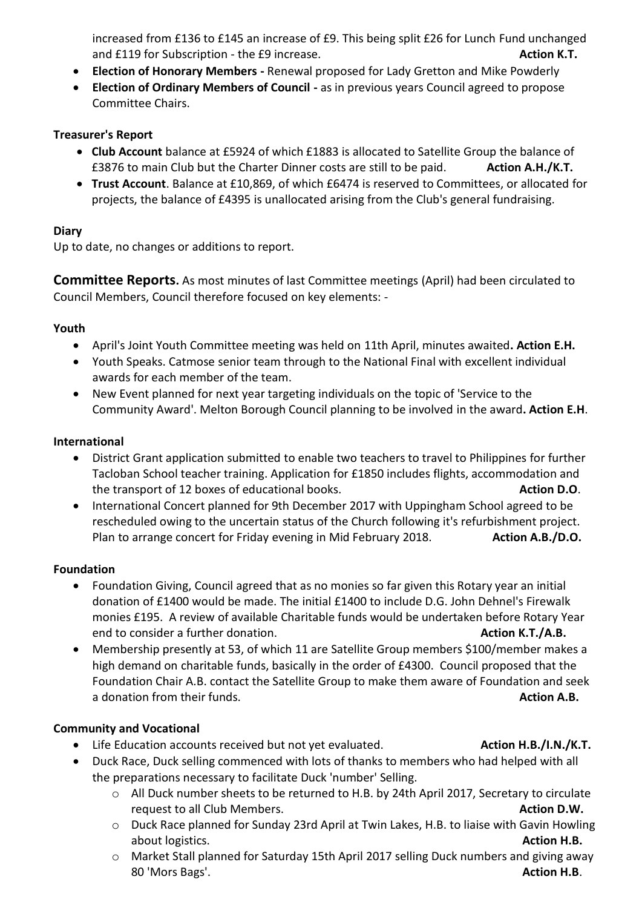increased from £136 to £145 an increase of £9. This being split £26 for Lunch Fund unchanged and £119 for Subscription - the £9 increase. **Action K.T.**

- **Election of Honorary Members -** Renewal proposed for Lady Gretton and Mike Powderly
- **Election of Ordinary Members of Council -** as in previous years Council agreed to propose Committee Chairs.

**Treasurer's Report**

- **Club Account** balance at £5924 of which £1883 is allocated to Satellite Group the balance of £3876 to main Club but the Charter Dinner costs are still to be paid. **Action A.H./K.T.**
- **Trust Account**. Balance at £10,869, of which £6474 is reserved to Committees, or allocated for projects, the balance of £4395 is unallocated arising from the Club's general fundraising.

**Diary**

Up to date, no changes or additions to report.

**Committee Reports.** As most minutes of last Committee meetings (April) had been circulated to Council Members, Council therefore focused on key elements: -

**Youth**

- April's Joint Youth Committee meeting was held on 11th April, minutes awaited**. Action E.H.**
- Youth Speaks. Catmose senior team through to the National Final with excellent individual awards for each member of the team.
- New Event planned for next year targeting individuals on the topic of 'Service to the Community Award'. Melton Borough Council planning to be involved in the award**. Action E.H**.

**International**

- District Grant application submitted to enable two teachers to travel to Philippines for further Tacloban School teacher training. Application for £1850 includes flights, accommodation and the transport of 12 boxes of educational books. **Action D.O**.
- International Concert planned for 9th December 2017 with Uppingham School agreed to be rescheduled owing to the uncertain status of the Church following it's refurbishment project. Plan to arrange concert for Friday evening in Mid February 2018. **Action A.B./D.O.**

**Foundation**

- Foundation Giving, Council agreed that as no monies so far given this Rotary year an initial donation of £1400 would be made. The initial £1400 to include D.G. John Dehnel's Firewalk monies £195. A review of available Charitable funds would be undertaken before Rotary Year end to consider a further donation. **Action K.T./A.B.**
- Membership presently at 53, of which 11 are Satellite Group members \$100/member makes a high demand on charitable funds, basically in the order of £4300. Council proposed that the Foundation Chair A.B. contact the Satellite Group to make them aware of Foundation and seek a donation from their funds. **Action A.B.**

**Community and Vocational**

- Life Education accounts received but not yet evaluated. **Action H.B./I.N./K.T.**
- Duck Race, Duck selling commenced with lots of thanks to members who had helped with all the preparations necessary to facilitate Duck 'number' Selling.
    - All Duck number sheets to be returned to H.B. by 24th April 2017, Secretary to circulate request to all Club Members. **Action D.W.**
    - Duck Race planned for Sunday 23rd April at Twin Lakes, H.B. to liaise with Gavin Howling about logistics. **Action H.B.**
    - Market Stall planned for Saturday 15th April 2017 selling Duck numbers and giving away 80 'Mors Bags'. **Action H.B**.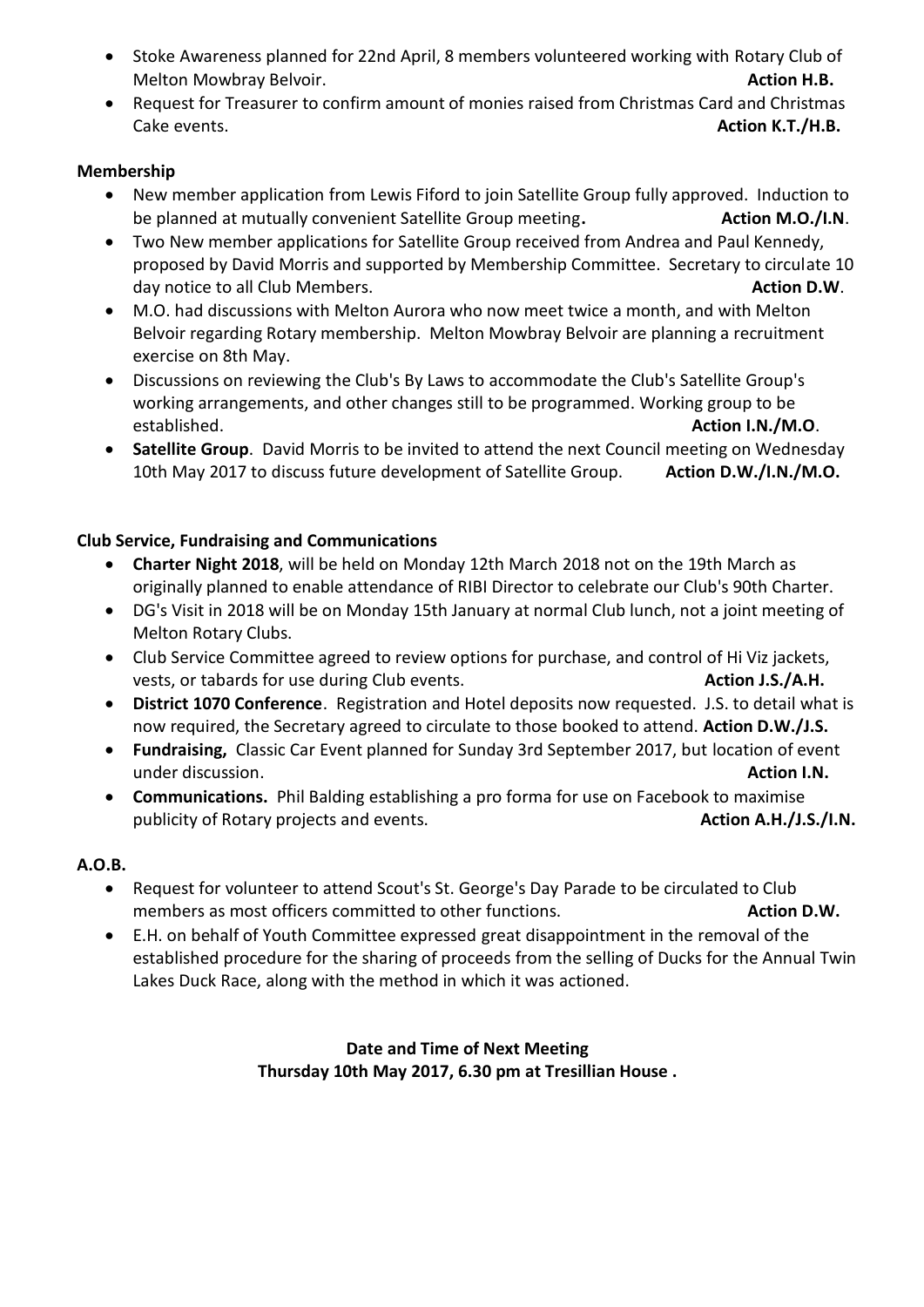- Stoke Awareness planned for 22nd April, 8 members volunteered working with Rotary Club of Melton Mowbray Belvoir. **Action H.B.**
- Request for Treasurer to confirm amount of monies raised from Christmas Card and Christmas Cake events. **Action K.T./H.B.**

**Membership**

- New member application from Lewis Fiford to join Satellite Group fully approved. Induction to be planned at mutually convenient Satellite Group meeting**.** **Action M.O./I.N**.
- Two New member applications for Satellite Group received from Andrea and Paul Kennedy, proposed by David Morris and supported by Membership Committee. Secretary to circulate 10 day notice to all Club Members. **Action D.W**.
- M.O. had discussions with Melton Aurora who now meet twice a month, and with Melton Belvoir regarding Rotary membership. Melton Mowbray Belvoir are planning a recruitment exercise on 8th May.
- Discussions on reviewing the Club's By Laws to accommodate the Club's Satellite Group's working arrangements, and other changes still to be programmed. Working group to be established. **Action I.N./M.O**.
- **Satellite Group**. David Morris to be invited to attend the next Council meeting on Wednesday 10th May 2017 to discuss future development of Satellite Group. **Action D.W./I.N./M.O.**

**Club Service, Fundraising and Communications**

- **Charter Night 2018**, will be held on Monday 12th March 2018 not on the 19th March as originally planned to enable attendance of RIBI Director to celebrate our Club's 90th Charter.
- DG's Visit in 2018 will be on Monday 15th January at normal Club lunch, not a joint meeting of Melton Rotary Clubs.
- Club Service Committee agreed to review options for purchase, and control of Hi Viz jackets, vests, or tabards for use during Club events. **Action J.S./A.H.**
- **District 1070 Conference**. Registration and Hotel deposits now requested. J.S. to detail what is now required, the Secretary agreed to circulate to those booked to attend. **Action D.W./J.S.**
- **Fundraising,** Classic Car Event planned for Sunday 3rd September 2017, but location of event under discussion. **Action I.N.**
- **Communications.** Phil Balding establishing a pro forma for use on Facebook to maximise publicity of Rotary projects and events. **Action A.H./J.S./I.N.**

**A.O.B.**

- Request for volunteer to attend Scout's St. George's Day Parade to be circulated to Club members as most officers committed to other functions. **Action D.W.**
- E.H. on behalf of Youth Committee expressed great disappointment in the removal of the established procedure for the sharing of proceeds from the selling of Ducks for the Annual Twin Lakes Duck Race, along with the method in which it was actioned.

**Date and Time of Next Meeting**
**Thursday 10th May 2017, 6.30 pm at Tresillian House .**